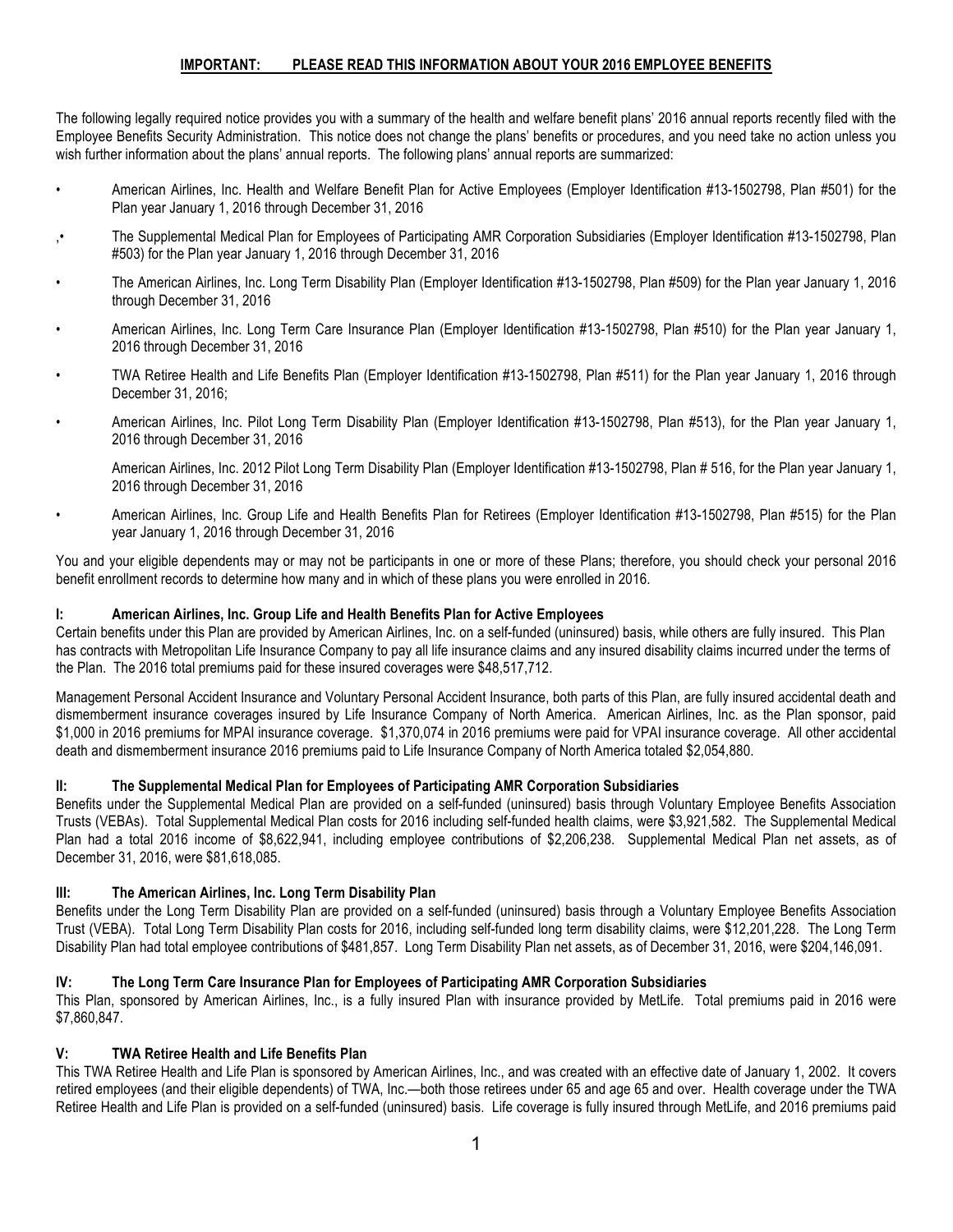**IMPORTANT: PLEASE READ THIS INFORMATION ABOUT YOUR 2016 EMPLOYEE BENEFITS**

The following legally required notice provides you with a summary of the health and welfare benefit plans' 2016 annual reports recently filed with the Employee Benefits Security Administration. This notice does not change the plans' benefits or procedures, and you need take no action unless you wish further information about the plans' annual reports. The following plans' annual reports are summarized:

- American Airlines, Inc. Health and Welfare Benefit Plan for Active Employees (Employer Identification #13-1502798, Plan #501) for the Plan year January 1, 2016 through December 31, 2016
- The Supplemental Medical Plan for Employees of Participating AMR Corporation Subsidiaries (Employer Identification #13-1502798, Plan #503) for the Plan year January 1, 2016 through December 31, 2016
- The American Airlines, Inc. Long Term Disability Plan (Employer Identification #13-1502798, Plan #509) for the Plan year January 1, 2016 through December 31, 2016
- American Airlines, Inc. Long Term Care Insurance Plan (Employer Identification #13-1502798, Plan #510) for the Plan year January 1, 2016 through December 31, 2016
- TWA Retiree Health and Life Benefits Plan (Employer Identification #13-1502798, Plan #511) for the Plan year January 1, 2016 through December 31, 2016;
- American Airlines, Inc. Pilot Long Term Disability Plan (Employer Identification #13-1502798, Plan #513), for the Plan year January 1, 2016 through December 31, 2016

  American Airlines, Inc. 2012 Pilot Long Term Disability Plan (Employer Identification #13-1502798, Plan # 516, for the Plan year January 1, 2016 through December 31, 2016
- American Airlines, Inc. Group Life and Health Benefits Plan for Retirees (Employer Identification #13-1502798, Plan #515) for the Plan year January 1, 2016 through December 31, 2016

You and your eligible dependents may or may not be participants in one or more of these Plans; therefore, you should check your personal 2016 benefit enrollment records to determine how many and in which of these plans you were enrolled in 2016.

### I: American Airlines, Inc. Group Life and Health Benefits Plan for Active Employees

Certain benefits under this Plan are provided by American Airlines, Inc. on a self-funded (uninsured) basis, while others are fully insured. This Plan has contracts with Metropolitan Life Insurance Company to pay all life insurance claims and any insured disability claims incurred under the terms of the Plan. The 2016 total premiums paid for these insured coverages were $48,517,712.

Management Personal Accident Insurance and Voluntary Personal Accident Insurance, both parts of this Plan, are fully insured accidental death and dismemberment insurance coverages insured by Life Insurance Company of North America. American Airlines, Inc. as the Plan sponsor, paid $1,000 in 2016 premiums for MPAI insurance coverage. $1,370,074 in 2016 premiums were paid for VPAI insurance coverage. All other accidental death and dismemberment insurance 2016 premiums paid to Life Insurance Company of North America totaled $2,054,880.

### II: The Supplemental Medical Plan for Employees of Participating AMR Corporation Subsidiaries

Benefits under the Supplemental Medical Plan are provided on a self-funded (uninsured) basis through Voluntary Employee Benefits Association Trusts (VEBAs). Total Supplemental Medical Plan costs for 2016 including self-funded health claims, were $3,921,582. The Supplemental Medical Plan had a total 2016 income of $8,622,941, including employee contributions of $2,206,238. Supplemental Medical Plan net assets, as of December 31, 2016, were $81,618,085.

### III: The American Airlines, Inc. Long Term Disability Plan

Benefits under the Long Term Disability Plan are provided on a self-funded (uninsured) basis through a Voluntary Employee Benefits Association Trust (VEBA). Total Long Term Disability Plan costs for 2016, including self-funded long term disability claims, were $12,201,228. The Long Term Disability Plan had total employee contributions of $481,857. Long Term Disability Plan net assets, as of December 31, 2016, were $204,146,091.

### IV: The Long Term Care Insurance Plan for Employees of Participating AMR Corporation Subsidiaries

This Plan, sponsored by American Airlines, Inc., is a fully insured Plan with insurance provided by MetLife. Total premiums paid in 2016 were $7,860,847.

### V: TWA Retiree Health and Life Benefits Plan

This TWA Retiree Health and Life Plan is sponsored by American Airlines, Inc., and was created with an effective date of January 1, 2002. It covers retired employees (and their eligible dependents) of TWA, Inc.—both those retirees under 65 and age 65 and over. Health coverage under the TWA Retiree Health and Life Plan is provided on a self-funded (uninsured) basis. Life coverage is fully insured through MetLife, and 2016 premiums paid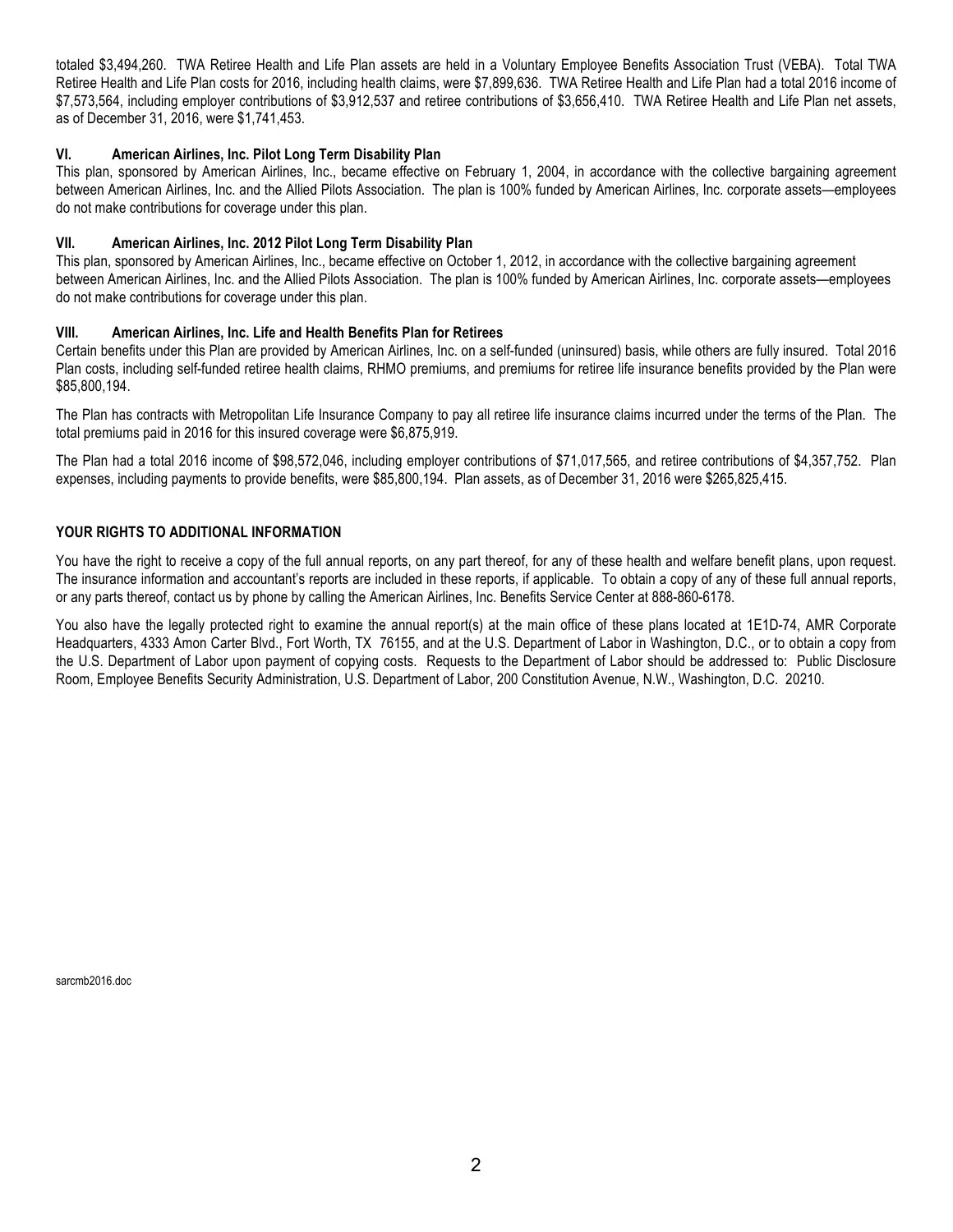totaled $3,494,260. TWA Retiree Health and Life Plan assets are held in a Voluntary Employee Benefits Association Trust (VEBA). Total TWA Retiree Health and Life Plan costs for 2016, including health claims, were $7,899,636. TWA Retiree Health and Life Plan had a total 2016 income of $7,573,564, including employer contributions of $3,912,537 and retiree contributions of $3,656,410. TWA Retiree Health and Life Plan net assets, as of December 31, 2016, were $1,741,453.

### VI. American Airlines, Inc. Pilot Long Term Disability Plan

This plan, sponsored by American Airlines, Inc., became effective on February 1, 2004, in accordance with the collective bargaining agreement between American Airlines, Inc. and the Allied Pilots Association. The plan is 100% funded by American Airlines, Inc. corporate assets—employees do not make contributions for coverage under this plan.

### VII. American Airlines, Inc. 2012 Pilot Long Term Disability Plan

This plan, sponsored by American Airlines, Inc., became effective on October 1, 2012, in accordance with the collective bargaining agreement between American Airlines, Inc. and the Allied Pilots Association. The plan is 100% funded by American Airlines, Inc. corporate assets—employees do not make contributions for coverage under this plan.

### VIII. American Airlines, Inc. Life and Health Benefits Plan for Retirees

Certain benefits under this Plan are provided by American Airlines, Inc. on a self-funded (uninsured) basis, while others are fully insured. Total 2016 Plan costs, including self-funded retiree health claims, RHMO premiums, and premiums for retiree life insurance benefits provided by the Plan were $85,800,194.

The Plan has contracts with Metropolitan Life Insurance Company to pay all retiree life insurance claims incurred under the terms of the Plan. The total premiums paid in 2016 for this insured coverage were $6,875,919.

The Plan had a total 2016 income of $98,572,046, including employer contributions of $71,017,565, and retiree contributions of $4,357,752. Plan expenses, including payments to provide benefits, were $85,800,194. Plan assets, as of December 31, 2016 were $265,825,415.

## YOUR RIGHTS TO ADDITIONAL INFORMATION

You have the right to receive a copy of the full annual reports, on any part thereof, for any of these health and welfare benefit plans, upon request. The insurance information and accountant's reports are included in these reports, if applicable. To obtain a copy of any of these full annual reports, or any parts thereof, contact us by phone by calling the American Airlines, Inc. Benefits Service Center at 888-860-6178.

You also have the legally protected right to examine the annual report(s) at the main office of these plans located at 1E1D-74, AMR Corporate Headquarters, 4333 Amon Carter Blvd., Fort Worth, TX 76155, and at the U.S. Department of Labor in Washington, D.C., or to obtain a copy from the U.S. Department of Labor upon payment of copying costs. Requests to the Department of Labor should be addressed to: Public Disclosure Room, Employee Benefits Security Administration, U.S. Department of Labor, 200 Constitution Avenue, N.W., Washington, D.C. 20210.

sarcmb2016.doc